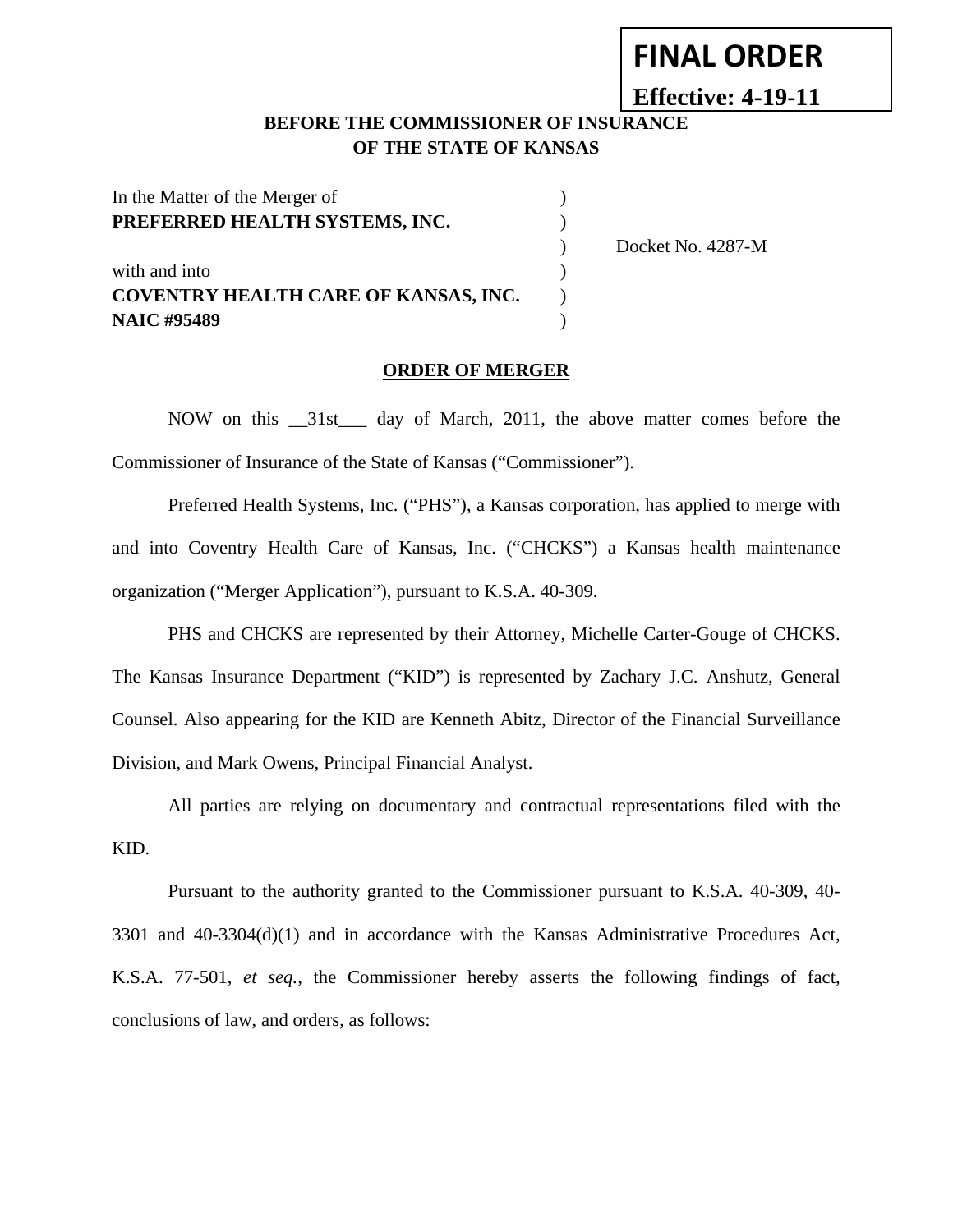**FINAL ORDER**

**Effective: 4-19-11**

**BEFORE THE COMMISSIONER OF INSURANCE**
**OF THE STATE OF KANSAS**

| | | |
|---|---|---|
| In the Matter of the Merger of | ) | |
| **PREFERRED HEALTH SYSTEMS, INC.** | ) | |
| | ) | Docket No. 4287-M |
| with and into | ) | |
| **COVENTRY HEALTH CARE OF KANSAS, INC.** | ) | |
| **NAIC #95489** | ) | |

**ORDER OF MERGER**

NOW on this __31st___ day of March, 2011, the above matter comes before the Commissioner of Insurance of the State of Kansas ("Commissioner").

Preferred Health Systems, Inc. ("PHS"), a Kansas corporation, has applied to merge with and into Coventry Health Care of Kansas, Inc. ("CHCKS") a Kansas health maintenance organization ("Merger Application"), pursuant to K.S.A. 40-309.

PHS and CHCKS are represented by their Attorney, Michelle Carter-Gouge of CHCKS. The Kansas Insurance Department ("KID") is represented by Zachary J.C. Anshutz, General Counsel. Also appearing for the KID are Kenneth Abitz, Director of the Financial Surveillance Division, and Mark Owens, Principal Financial Analyst.

All parties are relying on documentary and contractual representations filed with the KID.

Pursuant to the authority granted to the Commissioner pursuant to K.S.A. 40-309, 40-3301 and 40-3304(d)(1) and in accordance with the Kansas Administrative Procedures Act, K.S.A. 77-501, *et seq.*, the Commissioner hereby asserts the following findings of fact, conclusions of law, and orders, as follows: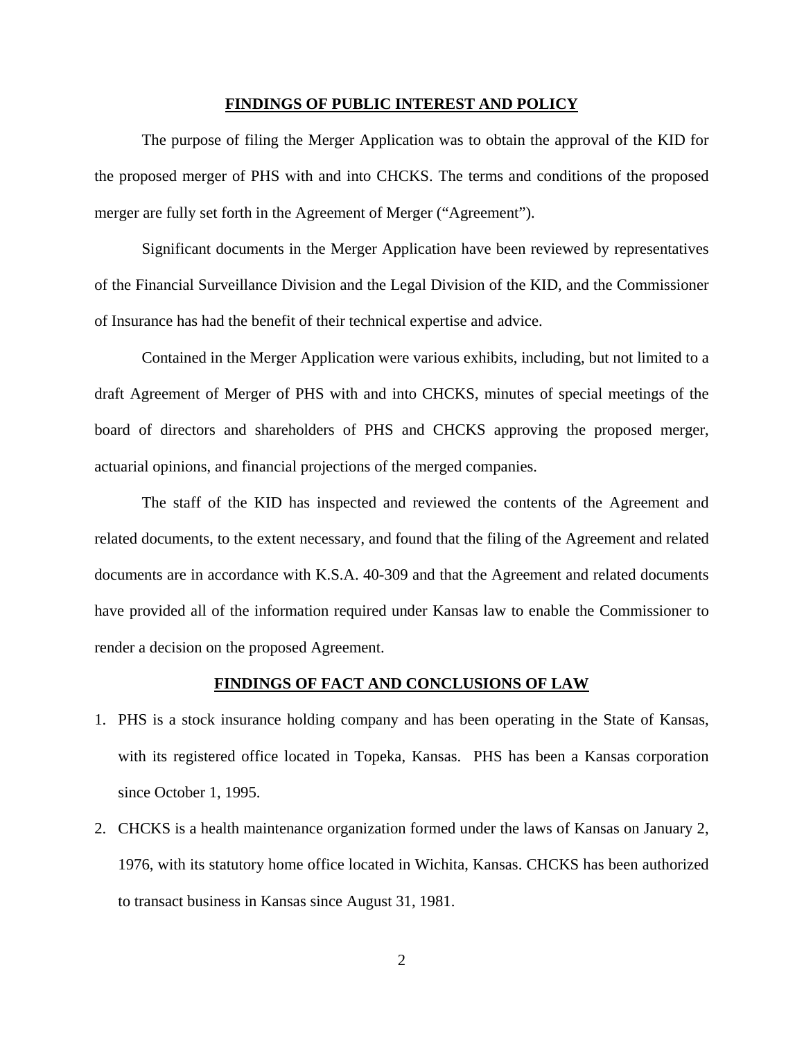## FINDINGS OF PUBLIC INTEREST AND POLICY

The purpose of filing the Merger Application was to obtain the approval of the KID for the proposed merger of PHS with and into CHCKS. The terms and conditions of the proposed merger are fully set forth in the Agreement of Merger ("Agreement").

Significant documents in the Merger Application have been reviewed by representatives of the Financial Surveillance Division and the Legal Division of the KID, and the Commissioner of Insurance has had the benefit of their technical expertise and advice.

Contained in the Merger Application were various exhibits, including, but not limited to a draft Agreement of Merger of PHS with and into CHCKS, minutes of special meetings of the board of directors and shareholders of PHS and CHCKS approving the proposed merger, actuarial opinions, and financial projections of the merged companies.

The staff of the KID has inspected and reviewed the contents of the Agreement and related documents, to the extent necessary, and found that the filing of the Agreement and related documents are in accordance with K.S.A. 40-309 and that the Agreement and related documents have provided all of the information required under Kansas law to enable the Commissioner to render a decision on the proposed Agreement.

## FINDINGS OF FACT AND CONCLUSIONS OF LAW

1. PHS is a stock insurance holding company and has been operating in the State of Kansas, with its registered office located in Topeka, Kansas. PHS has been a Kansas corporation since October 1, 1995.
2. CHCKS is a health maintenance organization formed under the laws of Kansas on January 2, 1976, with its statutory home office located in Wichita, Kansas. CHCKS has been authorized to transact business in Kansas since August 31, 1981.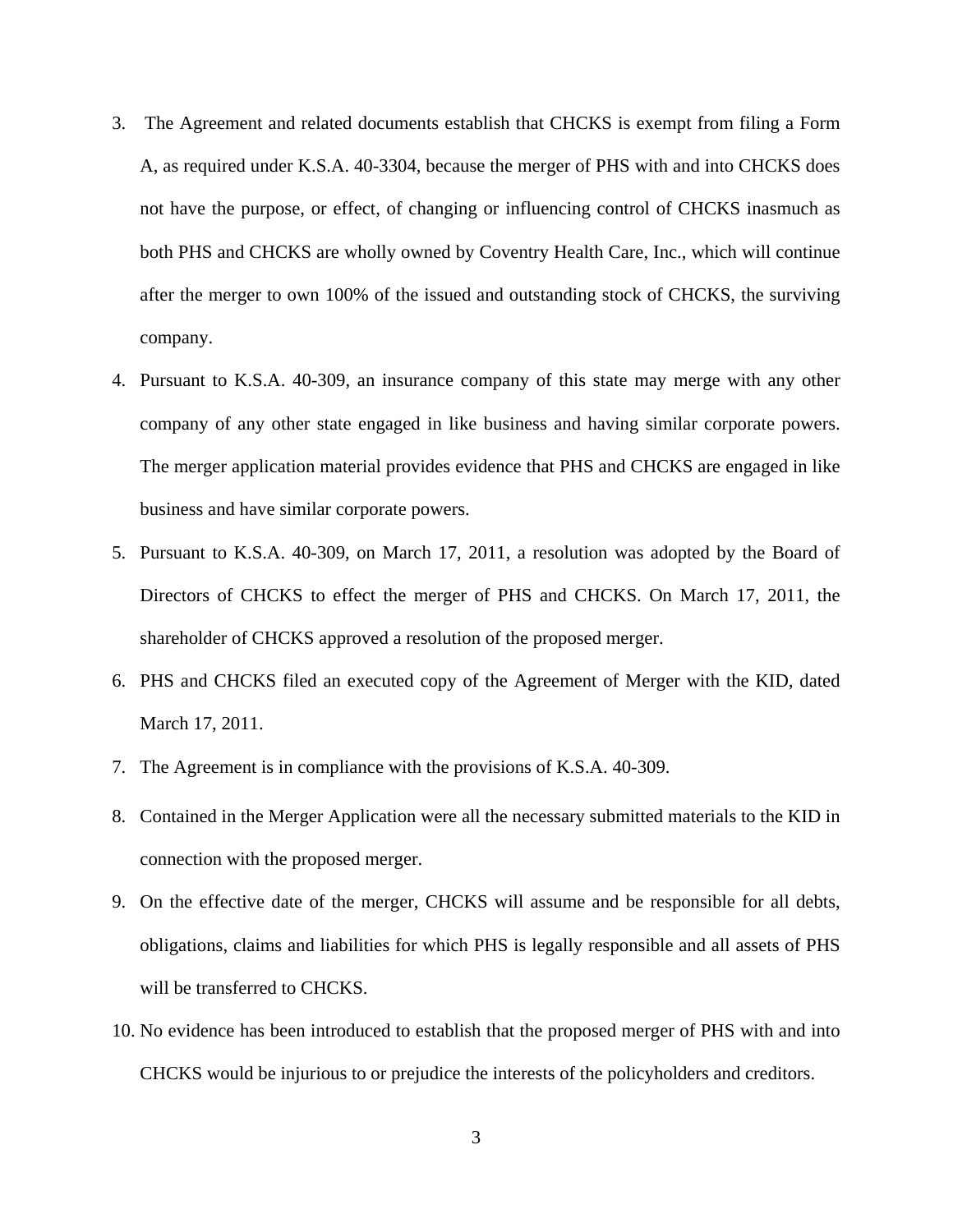3. The Agreement and related documents establish that CHCKS is exempt from filing a Form A, as required under K.S.A. 40-3304, because the merger of PHS with and into CHCKS does not have the purpose, or effect, of changing or influencing control of CHCKS inasmuch as both PHS and CHCKS are wholly owned by Coventry Health Care, Inc., which will continue after the merger to own 100% of the issued and outstanding stock of CHCKS, the surviving company.

4. Pursuant to K.S.A. 40-309, an insurance company of this state may merge with any other company of any other state engaged in like business and having similar corporate powers. The merger application material provides evidence that PHS and CHCKS are engaged in like business and have similar corporate powers.

5. Pursuant to K.S.A. 40-309, on March 17, 2011, a resolution was adopted by the Board of Directors of CHCKS to effect the merger of PHS and CHCKS. On March 17, 2011, the shareholder of CHCKS approved a resolution of the proposed merger.

6. PHS and CHCKS filed an executed copy of the Agreement of Merger with the KID, dated March 17, 2011.

7. The Agreement is in compliance with the provisions of K.S.A. 40-309.

8. Contained in the Merger Application were all the necessary submitted materials to the KID in connection with the proposed merger.

9. On the effective date of the merger, CHCKS will assume and be responsible for all debts, obligations, claims and liabilities for which PHS is legally responsible and all assets of PHS will be transferred to CHCKS.

10. No evidence has been introduced to establish that the proposed merger of PHS with and into CHCKS would be injurious to or prejudice the interests of the policyholders and creditors.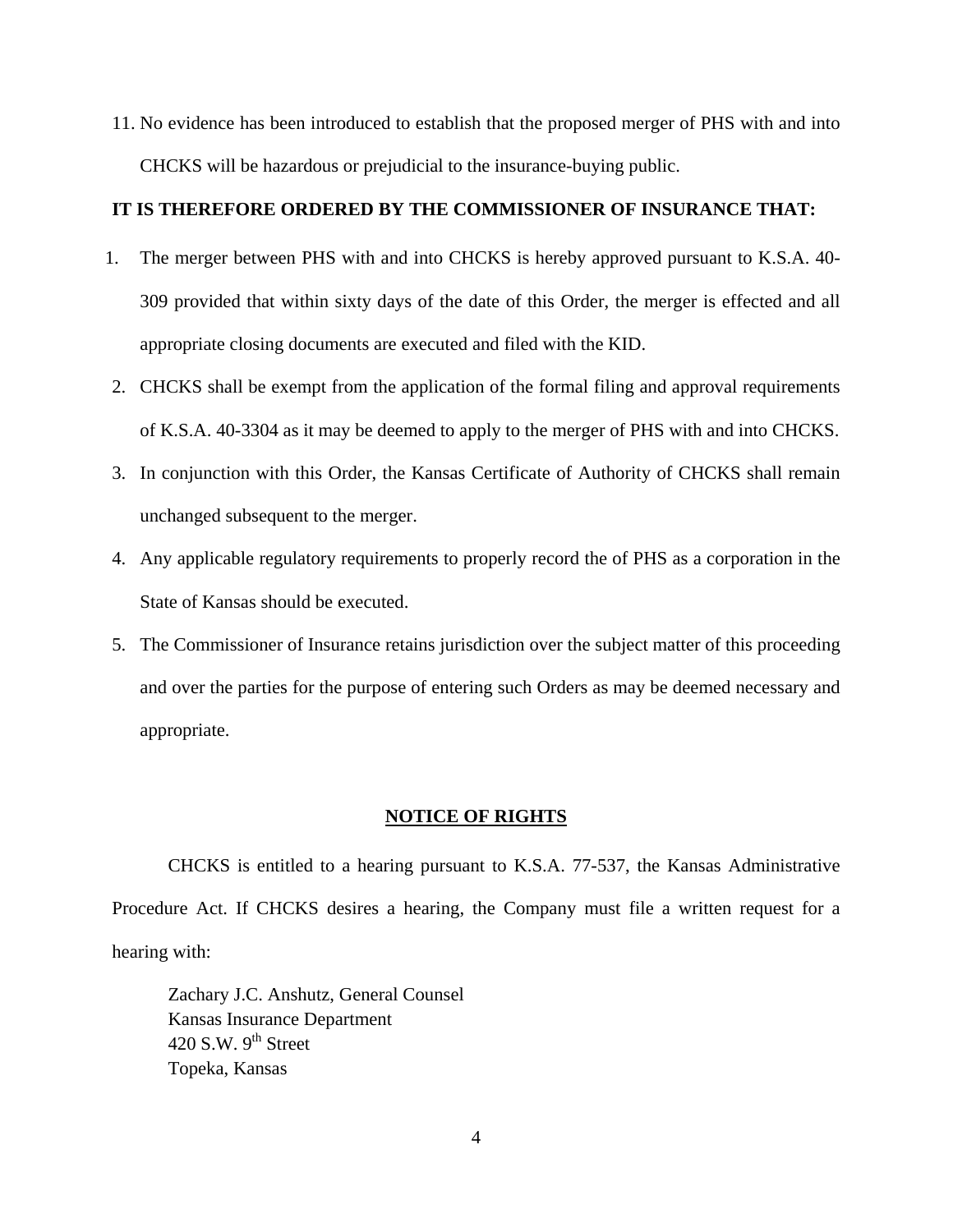11. No evidence has been introduced to establish that the proposed merger of PHS with and into CHCKS will be hazardous or prejudicial to the insurance-buying public.

**IT IS THEREFORE ORDERED BY THE COMMISSIONER OF INSURANCE THAT:**

1. The merger between PHS with and into CHCKS is hereby approved pursuant to K.S.A. 40-309 provided that within sixty days of the date of this Order, the merger is effected and all appropriate closing documents are executed and filed with the KID.
2. CHCKS shall be exempt from the application of the formal filing and approval requirements of K.S.A. 40-3304 as it may be deemed to apply to the merger of PHS with and into CHCKS.
3. In conjunction with this Order, the Kansas Certificate of Authority of CHCKS shall remain unchanged subsequent to the merger.
4. Any applicable regulatory requirements to properly record the of PHS as a corporation in the State of Kansas should be executed.
5. The Commissioner of Insurance retains jurisdiction over the subject matter of this proceeding and over the parties for the purpose of entering such Orders as may be deemed necessary and appropriate.

## NOTICE OF RIGHTS

CHCKS is entitled to a hearing pursuant to K.S.A. 77-537, the Kansas Administrative Procedure Act. If CHCKS desires a hearing, the Company must file a written request for a hearing with:

Zachary J.C. Anshutz, General Counsel
Kansas Insurance Department
420 S.W. 9th Street
Topeka, Kansas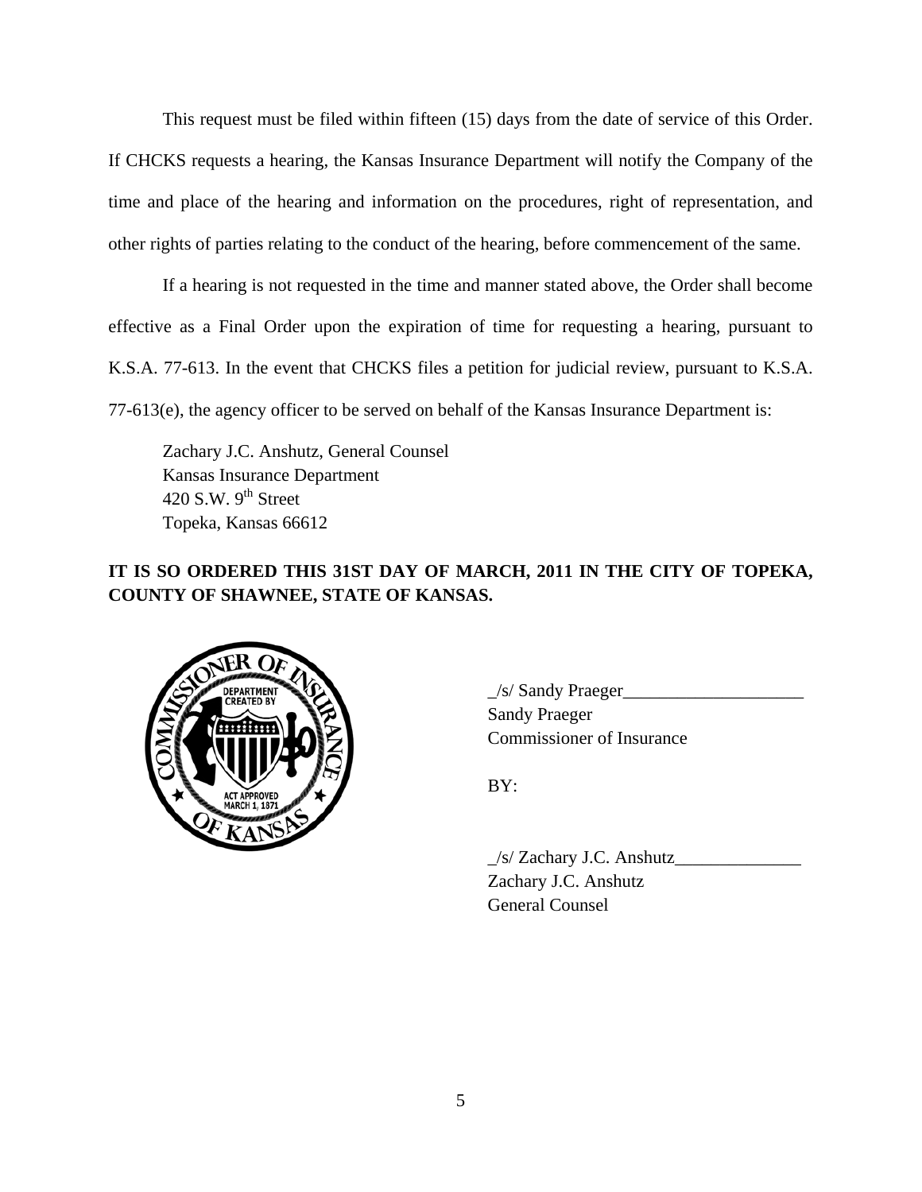This request must be filed within fifteen (15) days from the date of service of this Order. If CHCKS requests a hearing, the Kansas Insurance Department will notify the Company of the time and place of the hearing and information on the procedures, right of representation, and other rights of parties relating to the conduct of the hearing, before commencement of the same.

If a hearing is not requested in the time and manner stated above, the Order shall become effective as a Final Order upon the expiration of time for requesting a hearing, pursuant to K.S.A. 77-613. In the event that CHCKS files a petition for judicial review, pursuant to K.S.A. 77-613(e), the agency officer to be served on behalf of the Kansas Insurance Department is:

Zachary J.C. Anshutz, General Counsel
Kansas Insurance Department
420 S.W. 9th Street
Topeka, Kansas 66612

**IT IS SO ORDERED THIS 31ST DAY OF MARCH, 2011 IN THE CITY OF TOPEKA, COUNTY OF SHAWNEE, STATE OF KANSAS.**

_/s/ Sandy Praeger____________________
Sandy Praeger
Commissioner of Insurance

BY:

_/s/ Zachary J.C. Anshutz______________
Zachary J.C. Anshutz
General Counsel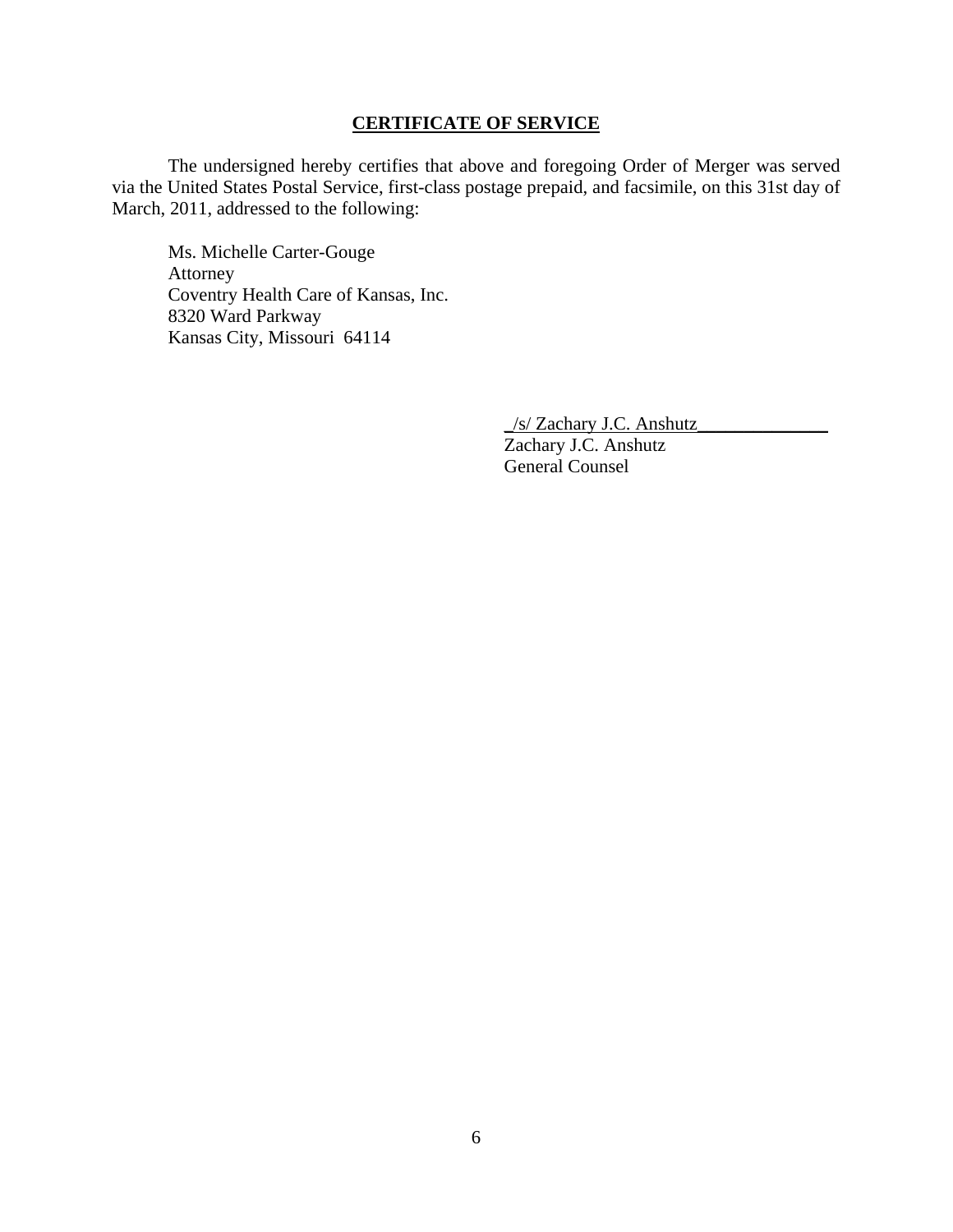## CERTIFICATE OF SERVICE

The undersigned hereby certifies that above and foregoing Order of Merger was served via the United States Postal Service, first-class postage prepaid, and facsimile, on this 31st day of March, 2011, addressed to the following:

Ms. Michelle Carter-Gouge
Attorney
Coventry Health Care of Kansas, Inc.
8320 Ward Parkway
Kansas City, Missouri 64114

_/s/ Zachary J.C. Anshutz_______________
Zachary J.C. Anshutz
General Counsel